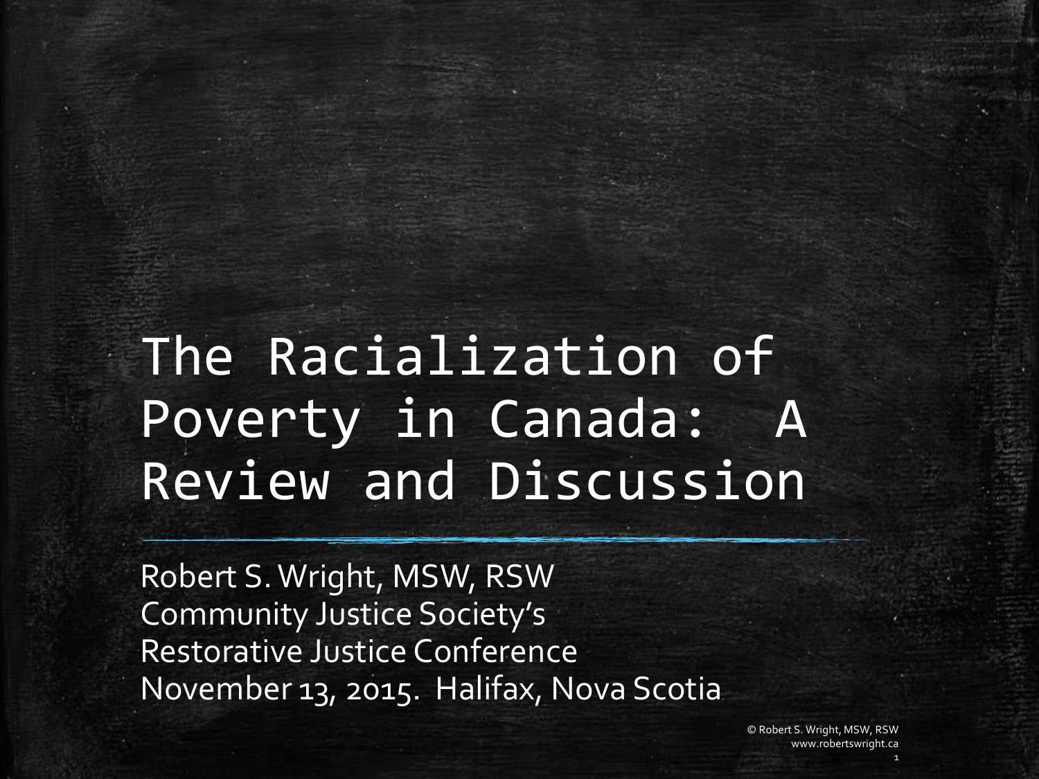# The Racialization of Poverty in Canada: A Review and Discussion

Robert S. Wright, MSW, RSW
Community Justice Society's
Restorative Justice Conference
November 13, 2015. Halifax, Nova Scotia

© Robert S. Wright, MSW, RSW
www.robertswright.ca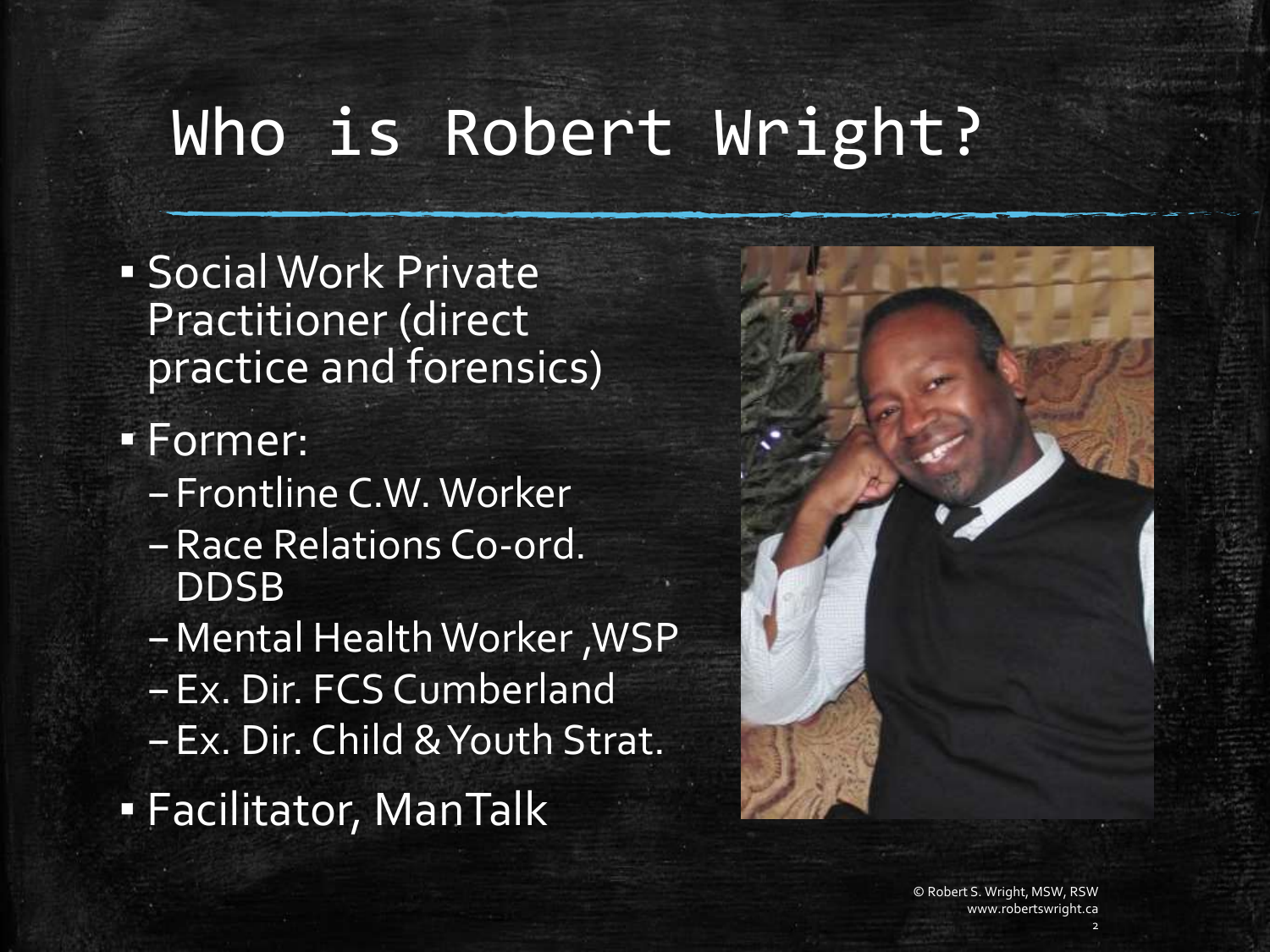# Who is Robert Wright?

- Social Work Private Practitioner (direct practice and forensics)
- Former:
  - Frontline C.W. Worker
  - Race Relations Co-ord. DDSB
  - Mental Health Worker ,WSP
  - Ex. Dir. FCS Cumberland
  - Ex. Dir. Child & Youth Strat.
- Facilitator, ManTalk

© Robert S. Wright, MSW, RSW
www.robertswright.ca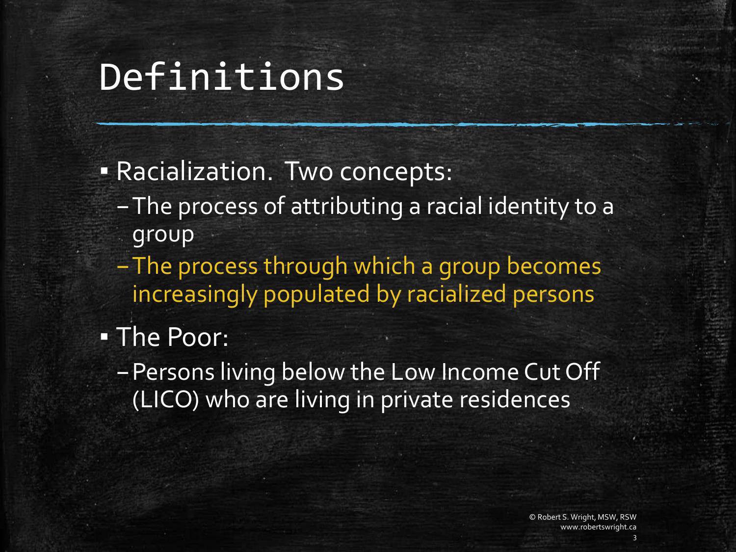# Definitions

- Racialization. Two concepts:
  - The process of attributing a racial identity to a group
  - The process through which a group becomes increasingly populated by racialized persons
- The Poor:
  - Persons living below the Low Income Cut Off (LICO) who are living in private residences

© Robert S. Wright, MSW, RSW
www.robertswright.ca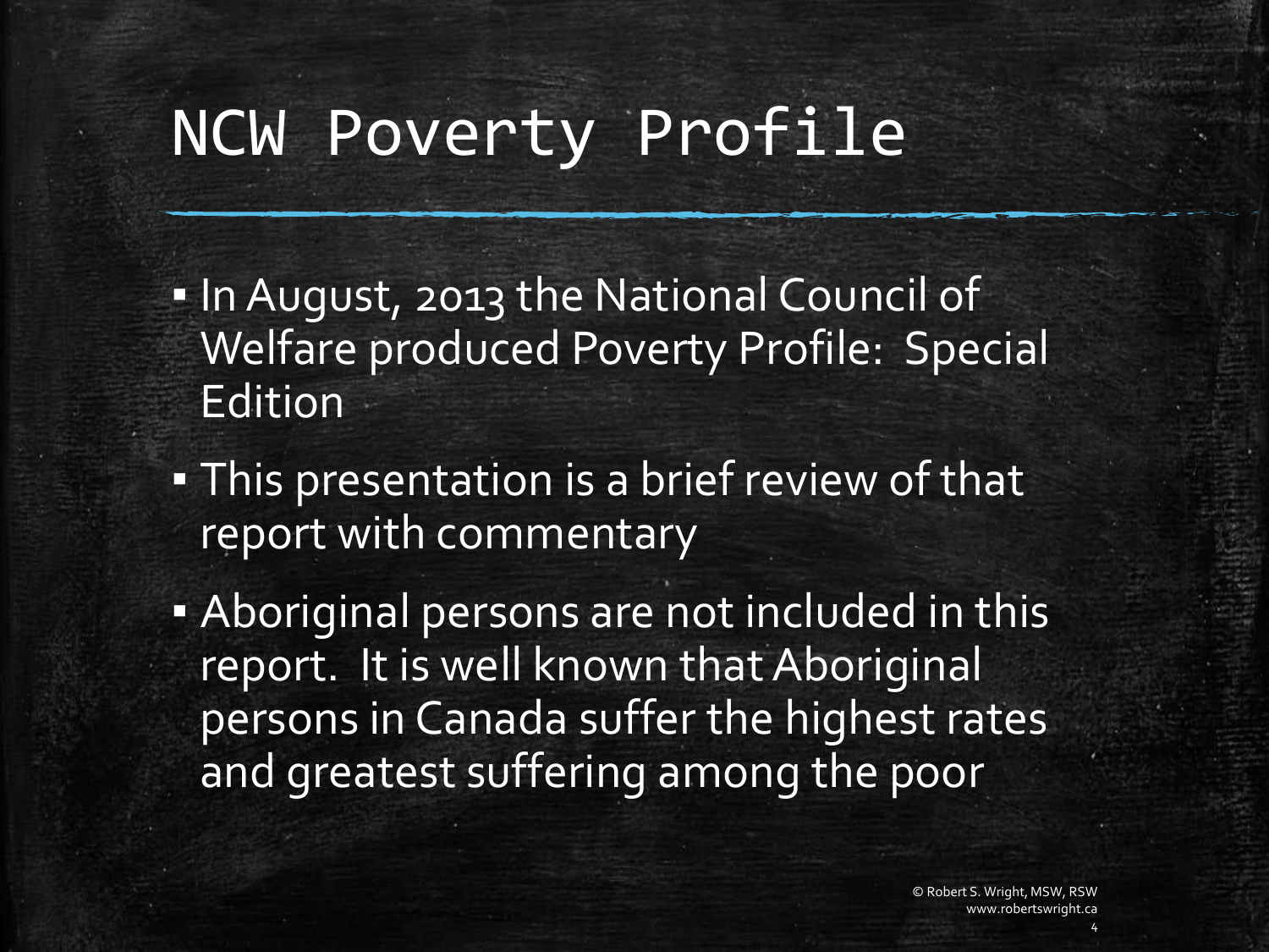# NCW Poverty Profile

- In August, 2013 the National Council of Welfare produced Poverty Profile: Special Edition
- This presentation is a brief review of that report with commentary
- Aboriginal persons are not included in this report. It is well known that Aboriginal persons in Canada suffer the highest rates and greatest suffering among the poor

© Robert S. Wright, MSW, RSW
www.robertswright.ca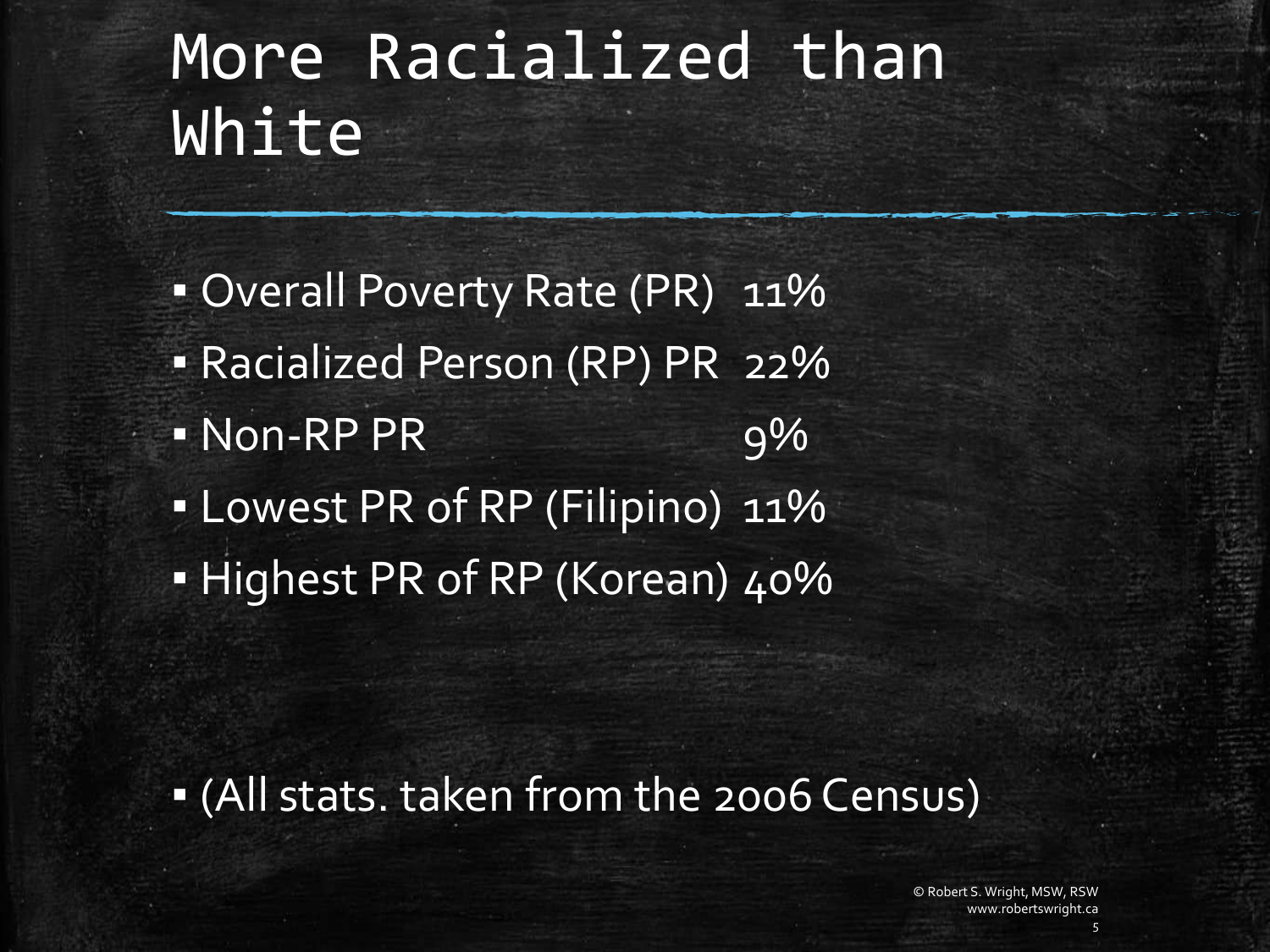# More Racialized than White

- Overall Poverty Rate (PR) 11%
- Racialized Person (RP) PR 22%
- Non-RP PR 9%
- Lowest PR of RP (Filipino) 11%
- Highest PR of RP (Korean) 40%

- (All stats. taken from the 2006 Census)

© Robert S. Wright, MSW, RSW
www.robertswright.ca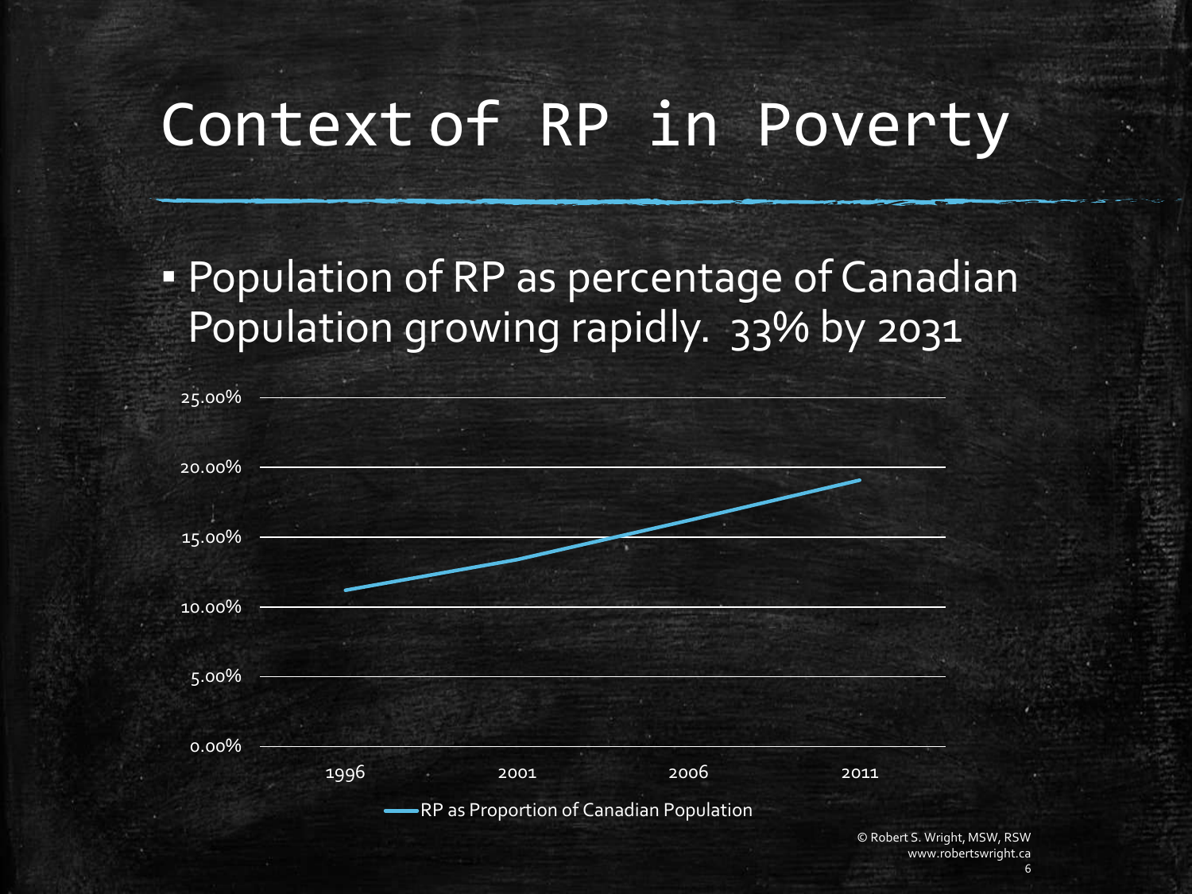# Context of RP in Poverty

- Population of RP as percentage of Canadian Population growing rapidly. 33% by 2031

25.00%
20.00%
15.00%
10.00%
5.00%
0.00%

1996 2001 2006 2011

RP as Proportion of Canadian Population

© Robert S. Wright, MSW, RSW
www.robertswright.ca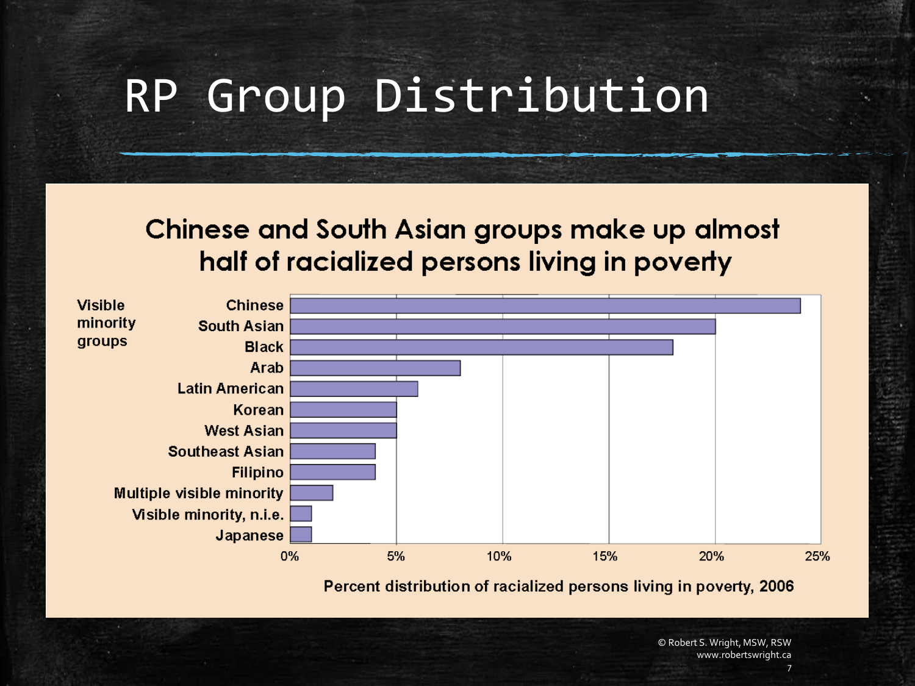# RP Group Distribution

## Chinese and South Asian groups make up almost half of racialized persons living in poverty

| Visible minority groups | Percent distribution of racialized persons living in poverty, 2006 |
|---|---|
| Chinese | ~24% |
| South Asian | ~20% |
| Black | ~18% |
| Arab | ~8% |
| Latin American | ~6% |
| Korean | ~5% |
| West Asian | ~5% |
| Southeast Asian | ~4% |
| Filipino | ~4% |
| Multiple visible minority | ~2% |
| Visible minority, n.i.e. | ~1% |
| Japanese | ~1% |

© Robert S. Wright, MSW, RSW
www.robertswright.ca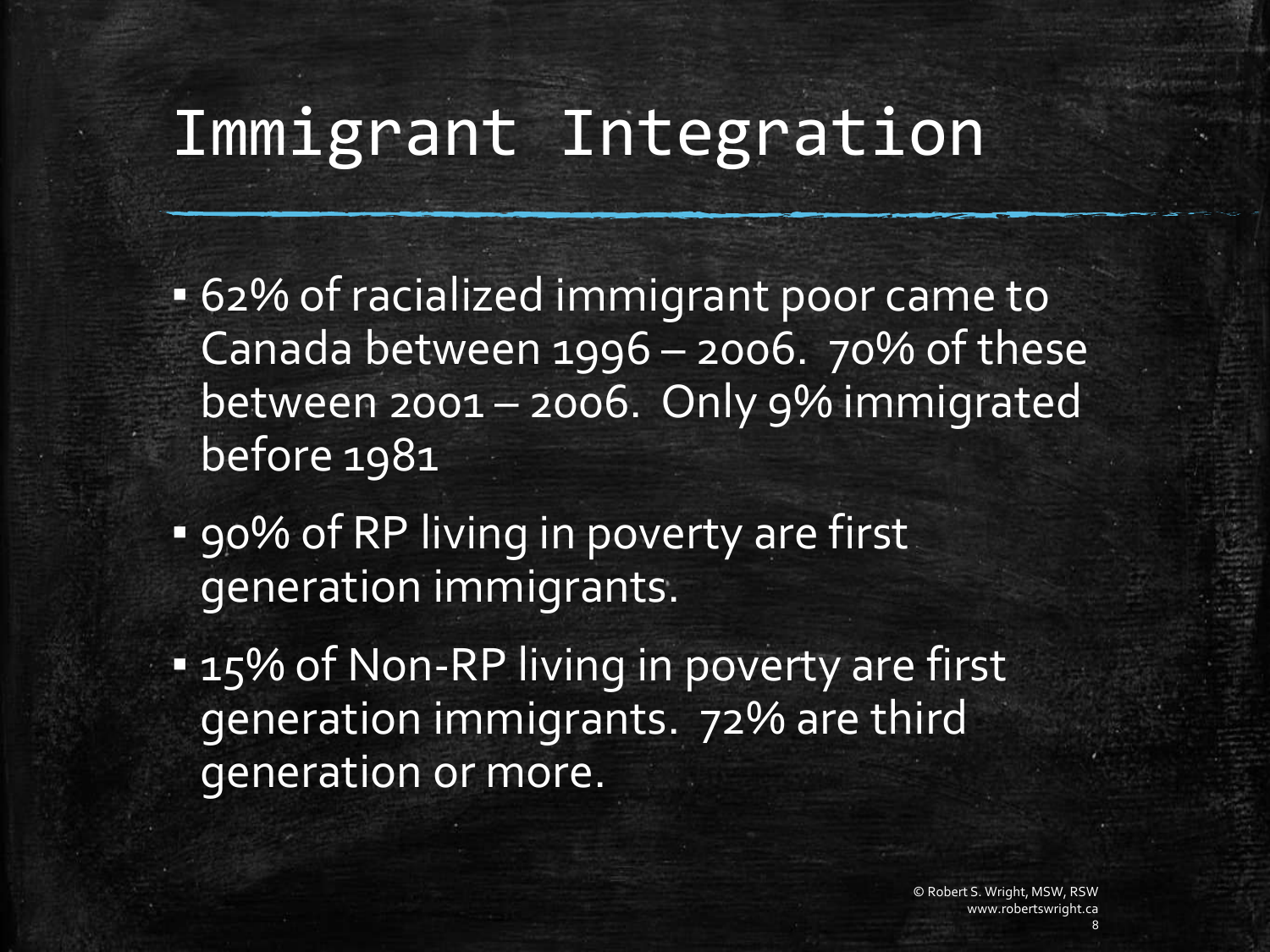# Immigrant Integration

- 62% of racialized immigrant poor came to Canada between 1996 – 2006. 70% of these between 2001 – 2006. Only 9% immigrated before 1981
- 90% of RP living in poverty are first generation immigrants.
- 15% of Non-RP living in poverty are first generation immigrants. 72% are third generation or more.

© Robert S. Wright, MSW, RSW
www.robertswright.ca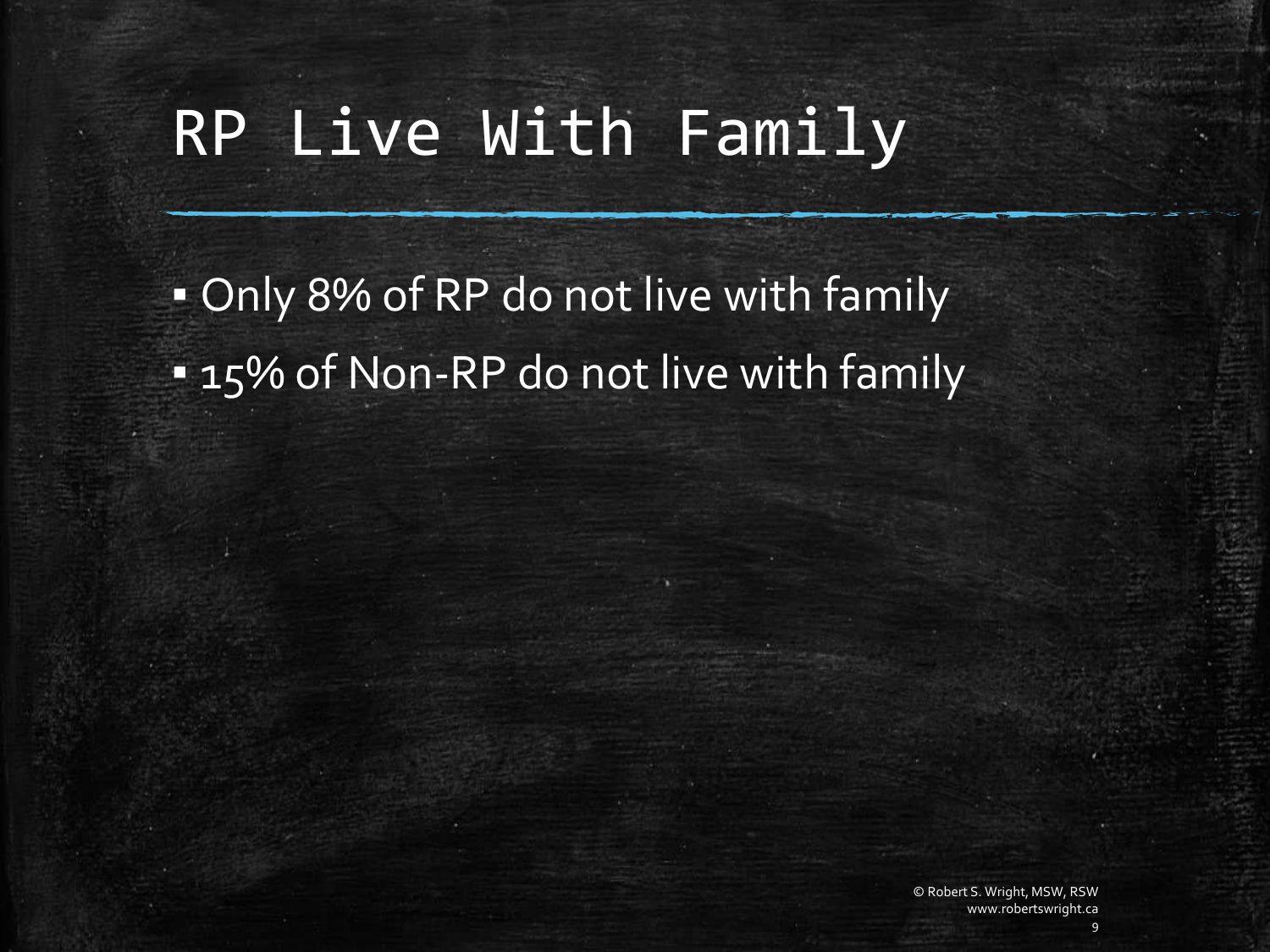# RP Live With Family

- Only 8% of RP do not live with family
- 15% of Non-RP do not live with family

© Robert S. Wright, MSW, RSW
www.robertswright.ca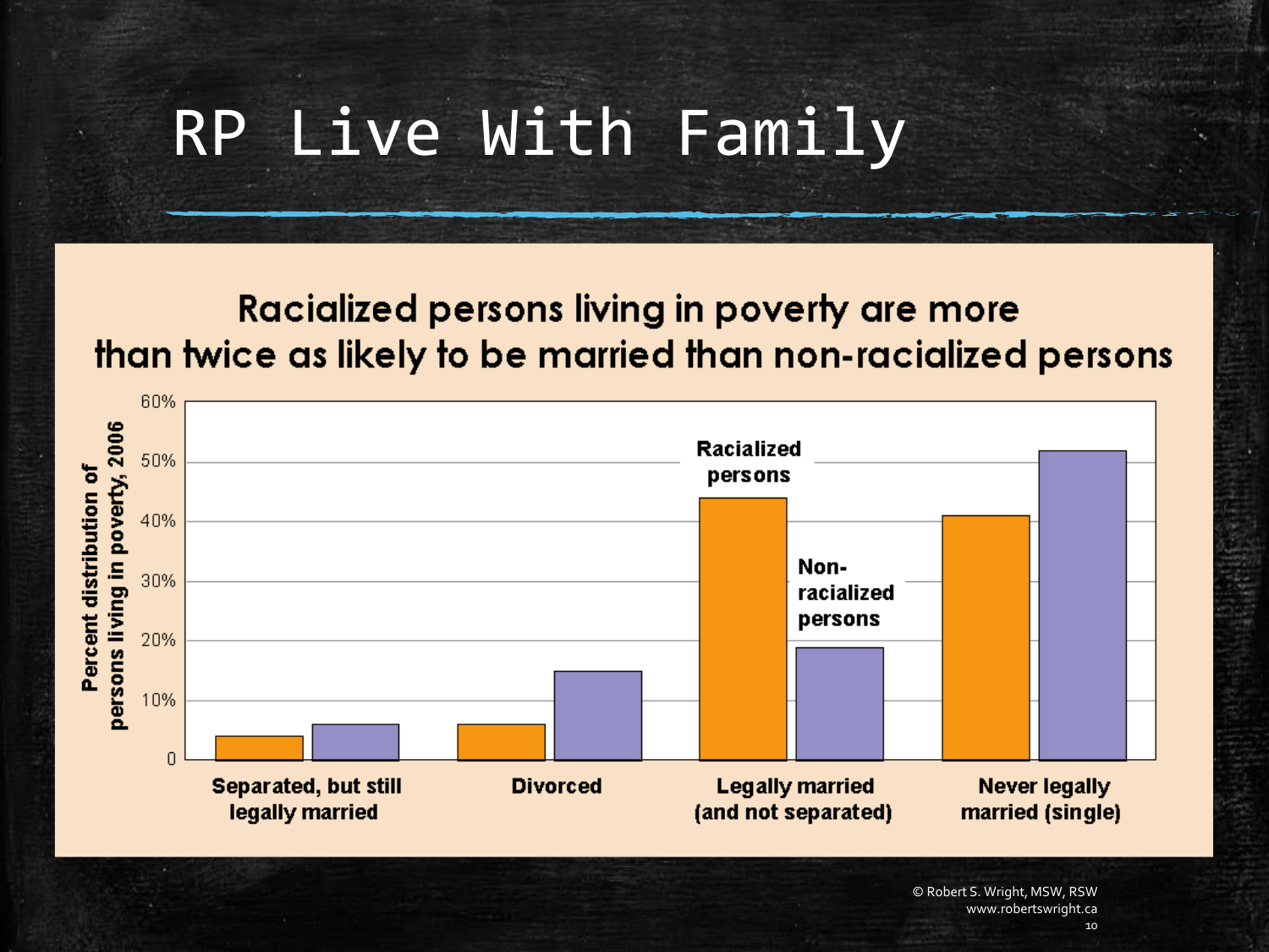# RP Live With Family

**Racialized persons living in poverty are more than twice as likely to be married than non-racialized persons**

Percent distribution of persons living in poverty, 2006

60%
50%
40%
30%
20%
10%
0

Racialized persons

Non-racialized persons

Separated, but still legally married

Divorced

Legally married (and not separated)

Never legally married (single)

© Robert S. Wright, MSW, RSW
www.robertswright.ca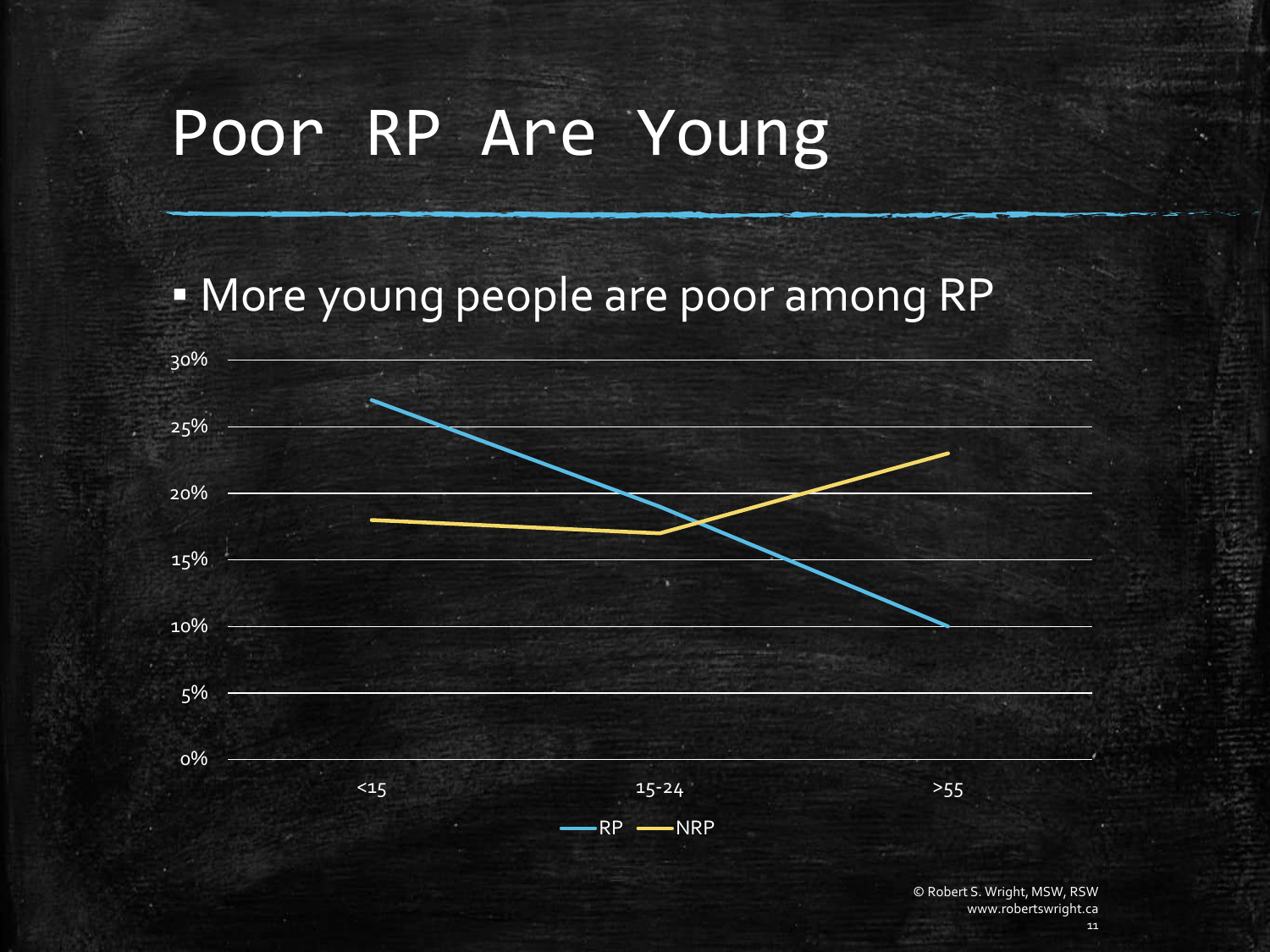# Poor RP Are Young

- More young people are poor among RP

30%
25%
20%
15%
10%
5%
0%

<15 15-24 >55

RP NRP

© Robert S. Wright, MSW, RSW
www.robertswright.ca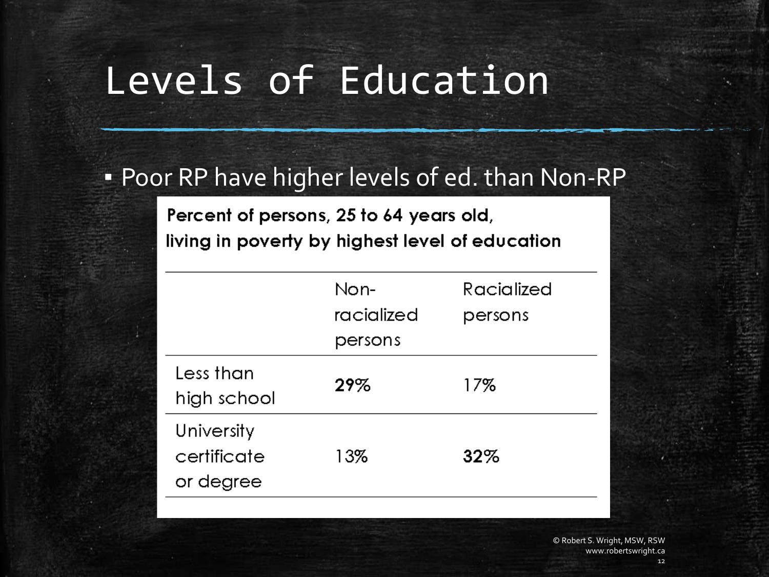# Levels of Education

- Poor RP have higher levels of ed. than Non-RP

**Percent of persons, 25 to 64 years old, living in poverty by highest level of education**

| | Non-racialized persons | Racialized persons |
|---|---|---|
| Less than high school | **29%** | 17% |
| University certificate or degree | 13% | **32%** |

© Robert S. Wright, MSW, RSW
www.robertswright.ca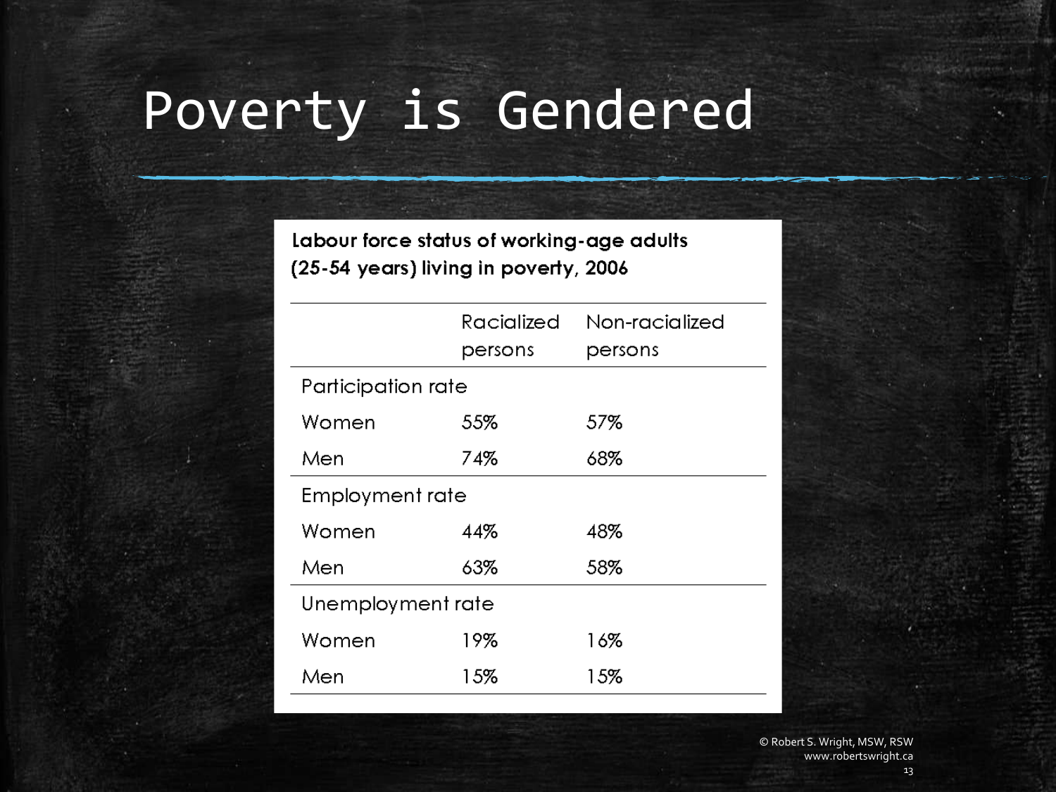# Poverty is Gendered

**Labour force status of working-age adults (25-54 years) living in poverty, 2006**

| | Racialized persons | Non-racialized persons |
|---|---|---|
| Participation rate | | |
| Women | 55% | 57% |
| Men | 74% | 68% |
| Employment rate | | |
| Women | 44% | 48% |
| Men | 63% | 58% |
| Unemployment rate | | |
| Women | 19% | 16% |
| Men | 15% | 15% |

© Robert S. Wright, MSW, RSW
www.robertswright.ca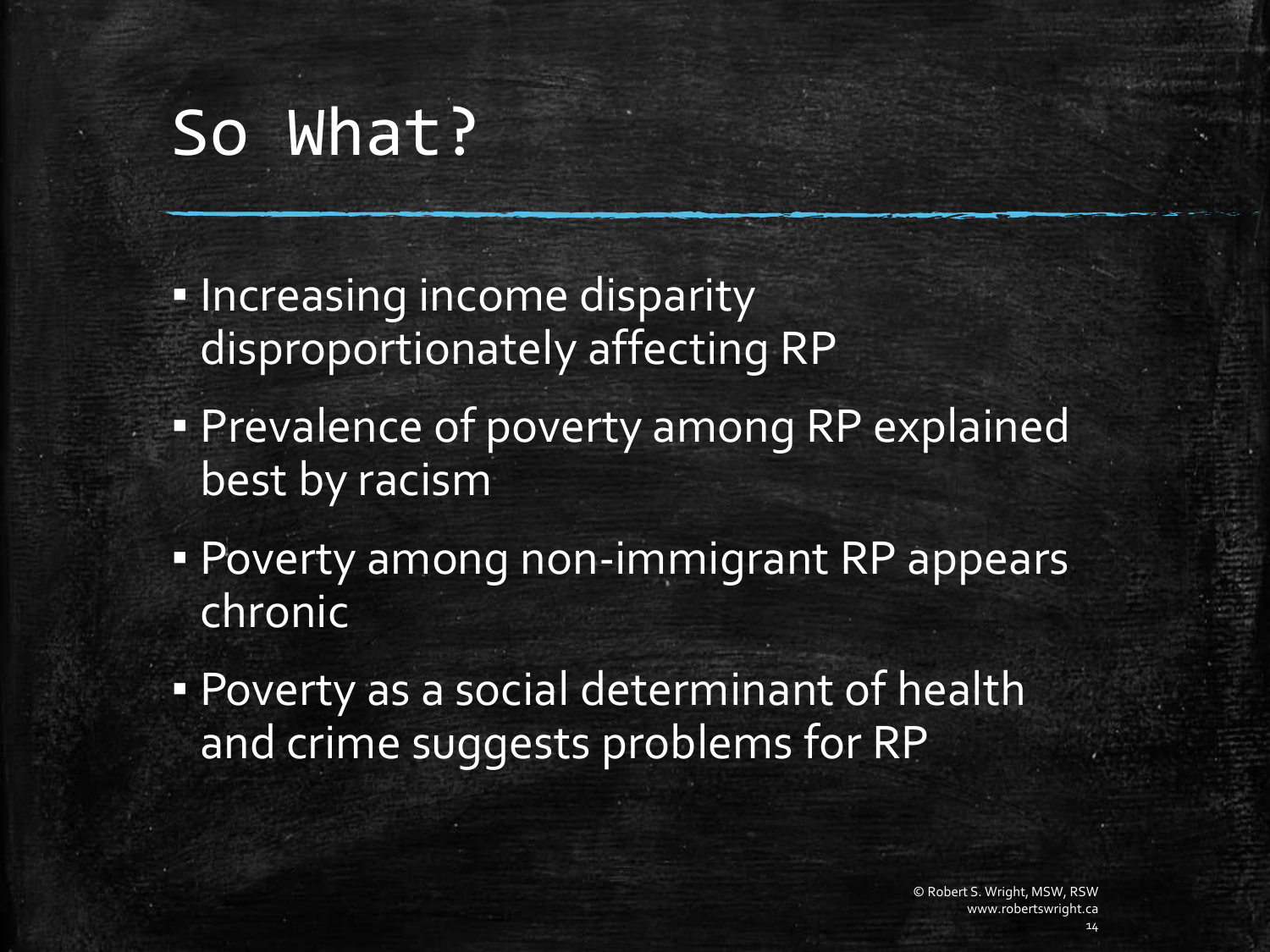# So What?

- Increasing income disparity disproportionately affecting RP
- Prevalence of poverty among RP explained best by racism
- Poverty among non-immigrant RP appears chronic
- Poverty as a social determinant of health and crime suggests problems for RP

© Robert S. Wright, MSW, RSW
www.robertswright.ca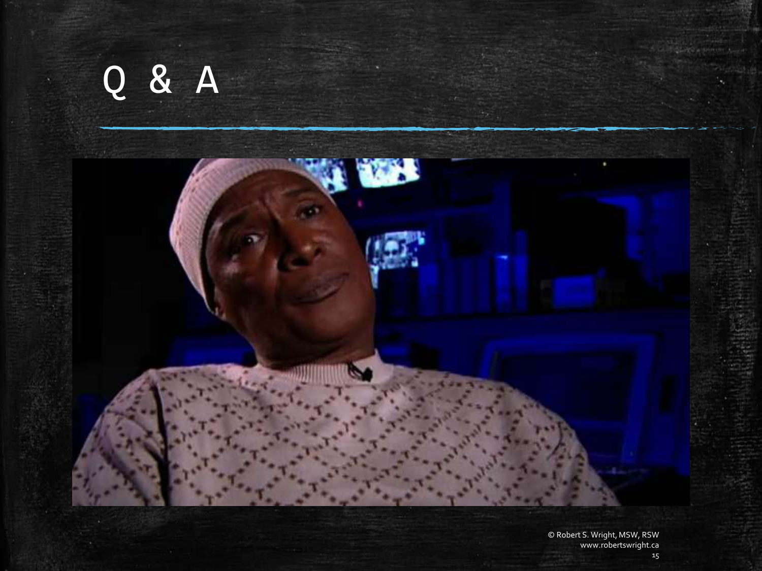# Q & A

© Robert S. Wright, MSW, RSW
www.robertswright.ca